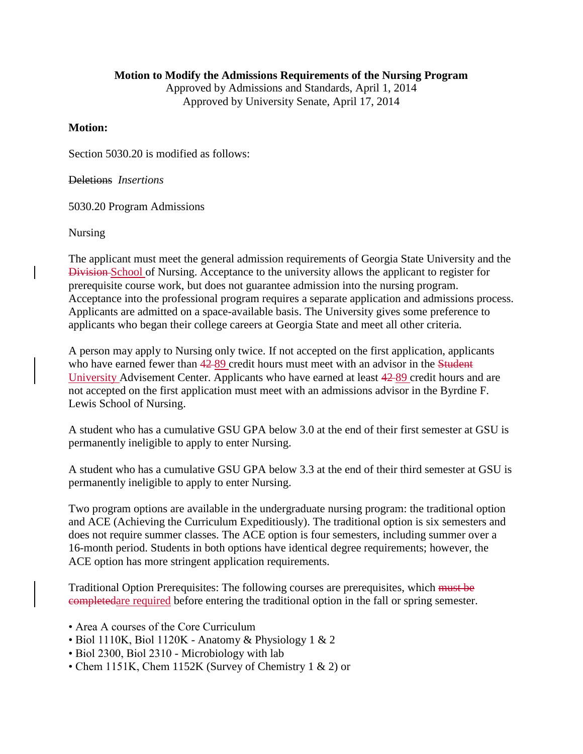**Motion to Modify the Admissions Requirements of the Nursing Program**

Approved by Admissions and Standards, April 1, 2014

Approved by University Senate, April 17, 2014

**Motion:**

Section 5030.20 is modified as follows:

~~Deletions~~ *Insertions*

5030.20 Program Admissions

Nursing

The applicant must meet the general admission requirements of Georgia State University and the ~~Division~~ School of Nursing. Acceptance to the university allows the applicant to register for prerequisite course work, but does not guarantee admission into the nursing program. Acceptance into the professional program requires a separate application and admissions process. Applicants are admitted on a space-available basis. The University gives some preference to applicants who began their college careers at Georgia State and meet all other criteria.

A person may apply to Nursing only twice. If not accepted on the first application, applicants who have earned fewer than ~~42~~ 89 credit hours must meet with an advisor in the ~~Student~~ University Advisement Center. Applicants who have earned at least ~~42~~ 89 credit hours and are not accepted on the first application must meet with an admissions advisor in the Byrdine F. Lewis School of Nursing.

A student who has a cumulative GSU GPA below 3.0 at the end of their first semester at GSU is permanently ineligible to apply to enter Nursing.

A student who has a cumulative GSU GPA below 3.3 at the end of their third semester at GSU is permanently ineligible to apply to enter Nursing.

Two program options are available in the undergraduate nursing program: the traditional option and ACE (Achieving the Curriculum Expeditiously). The traditional option is six semesters and does not require summer classes. The ACE option is four semesters, including summer over a 16-month period. Students in both options have identical degree requirements; however, the ACE option has more stringent application requirements.

Traditional Option Prerequisites: The following courses are prerequisites, which ~~must be completed~~are required before entering the traditional option in the fall or spring semester.

- Area A courses of the Core Curriculum
- Biol 1110K, Biol 1120K - Anatomy & Physiology 1 & 2
- Biol 2300, Biol 2310 - Microbiology with lab
- Chem 1151K, Chem 1152K (Survey of Chemistry 1 & 2) or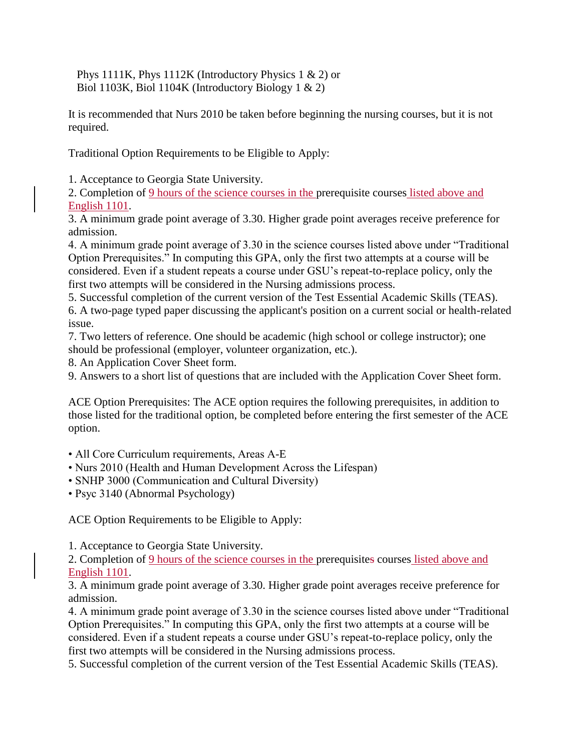Phys 1111K, Phys 1112K (Introductory Physics 1 & 2) or
Biol 1103K, Biol 1104K (Introductory Biology 1 & 2)

It is recommended that Nurs 2010 be taken before beginning the nursing courses, but it is not required.

Traditional Option Requirements to be Eligible to Apply:

1. Acceptance to Georgia State University.
2. Completion of 9 hours of the science courses in the prerequisite courses listed above and English 1101.
3. A minimum grade point average of 3.30. Higher grade point averages receive preference for admission.
4. A minimum grade point average of 3.30 in the science courses listed above under "Traditional Option Prerequisites." In computing this GPA, only the first two attempts at a course will be considered. Even if a student repeats a course under GSU's repeat-to-replace policy, only the first two attempts will be considered in the Nursing admissions process.
5. Successful completion of the current version of the Test Essential Academic Skills (TEAS).
6. A two-page typed paper discussing the applicant's position on a current social or health-related issue.
7. Two letters of reference. One should be academic (high school or college instructor); one should be professional (employer, volunteer organization, etc.).
8. An Application Cover Sheet form.
9. Answers to a short list of questions that are included with the Application Cover Sheet form.

ACE Option Prerequisites: The ACE option requires the following prerequisites, in addition to those listed for the traditional option, be completed before entering the first semester of the ACE option.

- All Core Curriculum requirements, Areas A-E
- Nurs 2010 (Health and Human Development Across the Lifespan)
- SNHP 3000 (Communication and Cultural Diversity)
- Psyc 3140 (Abnormal Psychology)

ACE Option Requirements to be Eligible to Apply:

1. Acceptance to Georgia State University.
2. Completion of 9 hours of the science courses in the prerequisites courses listed above and English 1101.
3. A minimum grade point average of 3.30. Higher grade point averages receive preference for admission.
4. A minimum grade point average of 3.30 in the science courses listed above under "Traditional Option Prerequisites." In computing this GPA, only the first two attempts at a course will be considered. Even if a student repeats a course under GSU's repeat-to-replace policy, only the first two attempts will be considered in the Nursing admissions process.
5. Successful completion of the current version of the Test Essential Academic Skills (TEAS).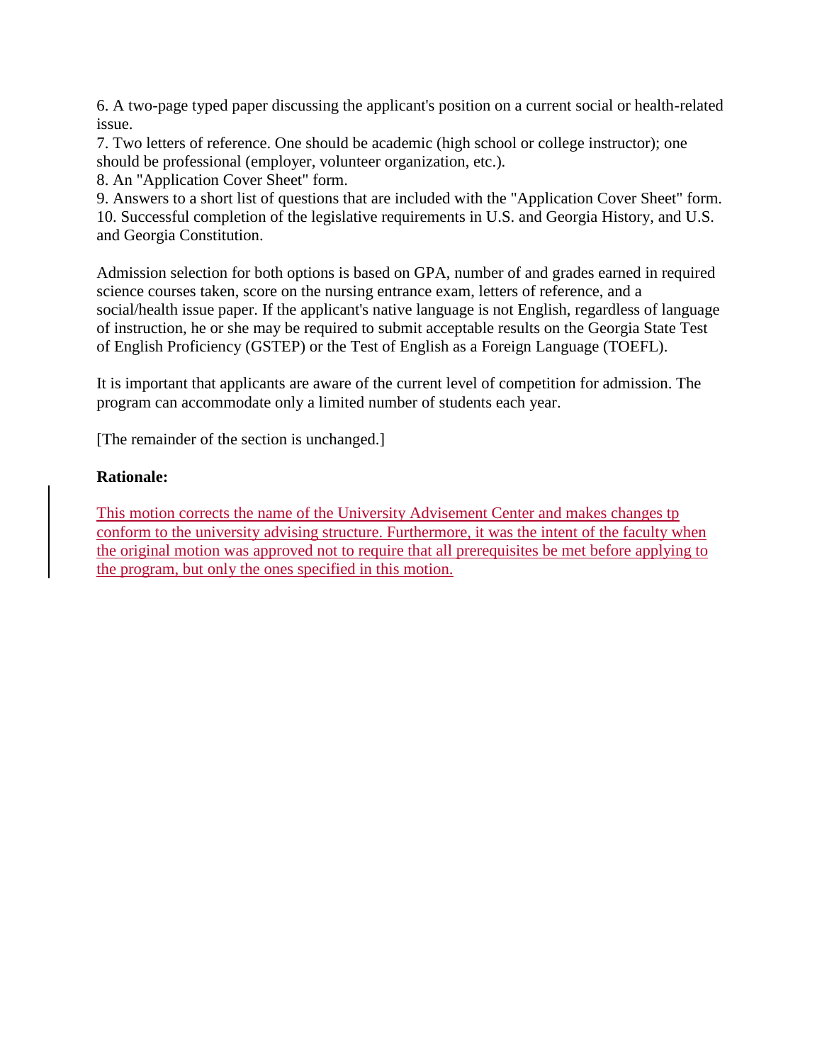6. A two-page typed paper discussing the applicant's position on a current social or health-related issue.
7. Two letters of reference. One should be academic (high school or college instructor); one should be professional (employer, volunteer organization, etc.).
8. An "Application Cover Sheet" form.
9. Answers to a short list of questions that are included with the "Application Cover Sheet" form.
10. Successful completion of the legislative requirements in U.S. and Georgia History, and U.S. and Georgia Constitution.

Admission selection for both options is based on GPA, number of and grades earned in required science courses taken, score on the nursing entrance exam, letters of reference, and a social/health issue paper. If the applicant's native language is not English, regardless of language of instruction, he or she may be required to submit acceptable results on the Georgia State Test of English Proficiency (GSTEP) or the Test of English as a Foreign Language (TOEFL).

It is important that applicants are aware of the current level of competition for admission. The program can accommodate only a limited number of students each year.

[The remainder of the section is unchanged.]

**Rationale:**

This motion corrects the name of the University Advisement Center and makes changes tp conform to the university advising structure. Furthermore, it was the intent of the faculty when the original motion was approved not to require that all prerequisites be met before applying to the program, but only the ones specified in this motion.